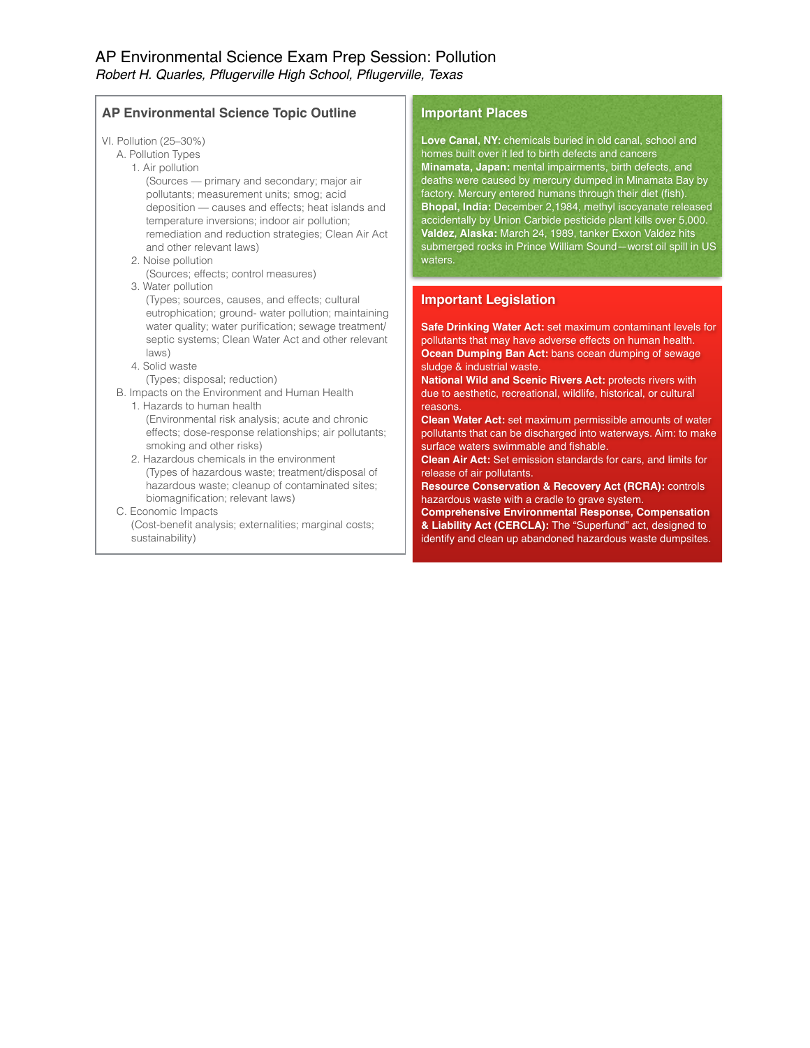# AP Environmental Science Exam Prep Session: Pollution

*Robert H. Quarles, Pflugerville High School, Pflugerville, Texas*

## AP Environmental Science Topic Outline

VI. Pollution (25–30%)

- A. Pollution Types
  1. Air pollution
     (Sources — primary and secondary; major air pollutants; measurement units; smog; acid deposition — causes and effects; heat islands and temperature inversions; indoor air pollution; remediation and reduction strategies; Clean Air Act and other relevant laws)
  2. Noise pollution
     (Sources; effects; control measures)
  3. Water pollution
     (Types; sources, causes, and effects; cultural eutrophication; ground- water pollution; maintaining water quality; water purification; sewage treatment/ septic systems; Clean Water Act and other relevant laws)
  4. Solid waste
     (Types; disposal; reduction)
- B. Impacts on the Environment and Human Health
  1. Hazards to human health
     (Environmental risk analysis; acute and chronic effects; dose-response relationships; air pollutants; smoking and other risks)
  2. Hazardous chemicals in the environment
     (Types of hazardous waste; treatment/disposal of hazardous waste; cleanup of contaminated sites; biomagnification; relevant laws)
- C. Economic Impacts
  (Cost-benefit analysis; externalities; marginal costs; sustainability)

## Important Places

**Love Canal, NY:** chemicals buried in old canal, school and homes built over it led to birth defects and cancers
**Minamata, Japan:** mental impairments, birth defects, and deaths were caused by mercury dumped in Minamata Bay by factory. Mercury entered humans through their diet (fish).
**Bhopal, India:** December 2,1984, methyl isocyanate released accidentally by Union Carbide pesticide plant kills over 5,000.
**Valdez, Alaska:** March 24, 1989, tanker Exxon Valdez hits submerged rocks in Prince William Sound—worst oil spill in US waters.

## Important Legislation

**Safe Drinking Water Act:** set maximum contaminant levels for pollutants that may have adverse effects on human health.
**Ocean Dumping Ban Act:** bans ocean dumping of sewage sludge & industrial waste.
**National Wild and Scenic Rivers Act:** protects rivers with due to aesthetic, recreational, wildlife, historical, or cultural reasons.
**Clean Water Act:** set maximum permissible amounts of water pollutants that can be discharged into waterways. Aim: to make surface waters swimmable and fishable.
**Clean Air Act:** Set emission standards for cars, and limits for release of air pollutants.
**Resource Conservation & Recovery Act (RCRA):** controls hazardous waste with a cradle to grave system.
**Comprehensive Environmental Response, Compensation & Liability Act (CERCLA):** The "Superfund" act, designed to identify and clean up abandoned hazardous waste dumpsites.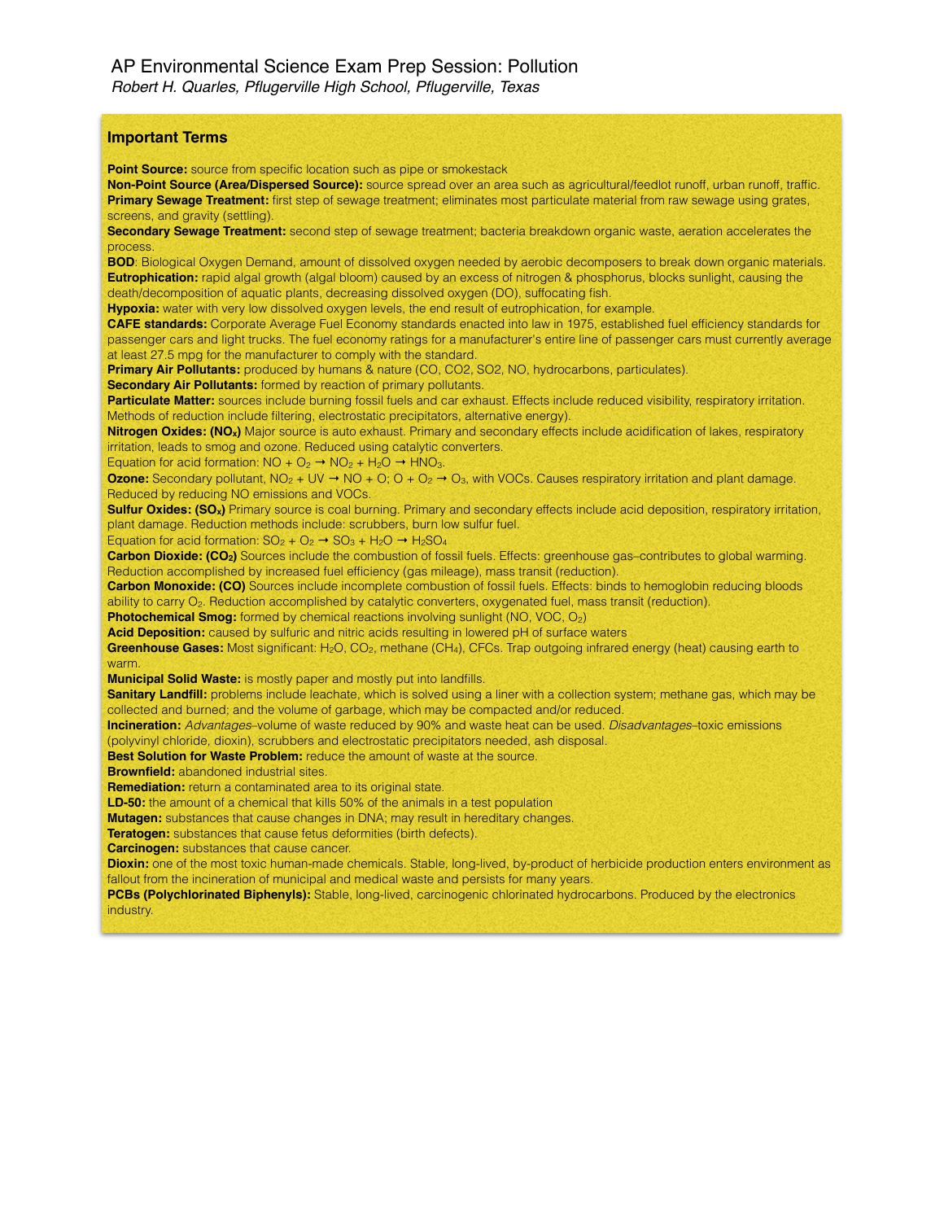# AP Environmental Science Exam Prep Session: Pollution

*Robert H. Quarles, Pflugerville High School, Pflugerville, Texas*

## Important Terms

**Point Source:** source from specific location such as pipe or smokestack

**Non-Point Source (Area/Dispersed Source):** source spread over an area such as agricultural/feedlot runoff, urban runoff, traffic.

**Primary Sewage Treatment:** first step of sewage treatment; eliminates most particulate material from raw sewage using grates, screens, and gravity (settling).

**Secondary Sewage Treatment:** second step of sewage treatment; bacteria breakdown organic waste, aeration accelerates the process.

**BOD**: Biological Oxygen Demand, amount of dissolved oxygen needed by aerobic decomposers to break down organic materials.

**Eutrophication:** rapid algal growth (algal bloom) caused by an excess of nitrogen & phosphorus, blocks sunlight, causing the death/decomposition of aquatic plants, decreasing dissolved oxygen (DO), suffocating fish.

**Hypoxia:** water with very low dissolved oxygen levels, the end result of eutrophication, for example.

**CAFE standards:** Corporate Average Fuel Economy standards enacted into law in 1975, established fuel efficiency standards for passenger cars and light trucks. The fuel economy ratings for a manufacturer's entire line of passenger cars must currently average at least 27.5 mpg for the manufacturer to comply with the standard.

**Primary Air Pollutants:** produced by humans & nature (CO, CO2, SO2, NO, hydrocarbons, particulates).

**Secondary Air Pollutants:** formed by reaction of primary pollutants.

**Particulate Matter:** sources include burning fossil fuels and car exhaust. Effects include reduced visibility, respiratory irritation. Methods of reduction include filtering, electrostatic precipitators, alternative energy).

**Nitrogen Oxides: ($NO_x$)** Major source is auto exhaust. Primary and secondary effects include acidification of lakes, respiratory irritation, leads to smog and ozone. Reduced using catalytic converters.
Equation for acid formation: $NO + O_2 \rightarrow NO_2 + H_2O \rightarrow HNO_3$.

**Ozone:** Secondary pollutant, $NO_2 + UV \rightarrow NO + O$; $O + O_2 \rightarrow O_3$, with VOCs. Causes respiratory irritation and plant damage. Reduced by reducing NO emissions and VOCs.

**Sulfur Oxides: ($SO_x$)** Primary source is coal burning. Primary and secondary effects include acid deposition, respiratory irritation, plant damage. Reduction methods include: scrubbers, burn low sulfur fuel.
Equation for acid formation: $SO_2 + O_2 \rightarrow SO_3 + H_2O \rightarrow H_2SO_4$

**Carbon Dioxide: ($CO_2$)** Sources include the combustion of fossil fuels. Effects: greenhouse gas–contributes to global warming. Reduction accomplished by increased fuel efficiency (gas mileage), mass transit (reduction).

**Carbon Monoxide: (CO)** Sources include incomplete combustion of fossil fuels. Effects: binds to hemoglobin reducing bloods ability to carry $O_2$. Reduction accomplished by catalytic converters, oxygenated fuel, mass transit (reduction).

**Photochemical Smog:** formed by chemical reactions involving sunlight (NO, VOC, $O_2$)

**Acid Deposition:** caused by sulfuric and nitric acids resulting in lowered pH of surface waters

**Greenhouse Gases:** Most significant: $H_2O$, $CO_2$, methane ($CH_4$), CFCs. Trap outgoing infrared energy (heat) causing earth to warm.

**Municipal Solid Waste:** is mostly paper and mostly put into landfills.

**Sanitary Landfill:** problems include leachate, which is solved using a liner with a collection system; methane gas, which may be collected and burned; and the volume of garbage, which may be compacted and/or reduced.

**Incineration:** *Advantages*–volume of waste reduced by 90% and waste heat can be used. *Disadvantages*–toxic emissions (polyvinyl chloride, dioxin), scrubbers and electrostatic precipitators needed, ash disposal.

**Best Solution for Waste Problem:** reduce the amount of waste at the source.

**Brownfield:** abandoned industrial sites.

**Remediation:** return a contaminated area to its original state.

**LD-50:** the amount of a chemical that kills 50% of the animals in a test population

**Mutagen:** substances that cause changes in DNA; may result in hereditary changes.

**Teratogen:** substances that cause fetus deformities (birth defects).

**Carcinogen:** substances that cause cancer.

**Dioxin:** one of the most toxic human-made chemicals. Stable, long-lived, by-product of herbicide production enters environment as fallout from the incineration of municipal and medical waste and persists for many years.

**PCBs (Polychlorinated Biphenyls):** Stable, long-lived, carcinogenic chlorinated hydrocarbons. Produced by the electronics industry.